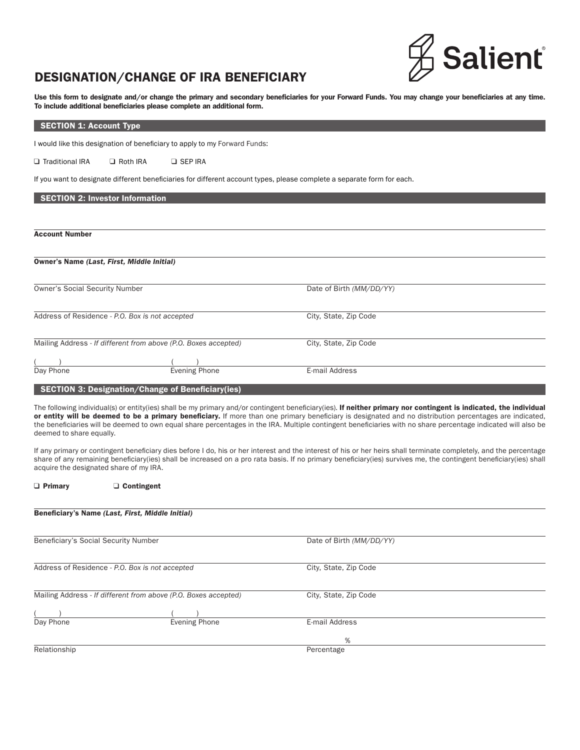Salient

# DESIGNATION/CHANGE OF IRA BENEFICIARY

**Use this form to designate and/or change the primary and secondary beneficiaries for your Forward Funds. You may change your beneficiaries at any time. To include additional beneficiaries please complete an additional form.**

## SECTION 1: Account Type

I would like this designation of beneficiary to apply to my Forward Funds:

❑ Traditional IRA ❑ Roth IRA ❑ SEP IRA

If you want to designate different beneficiaries for different account types, please complete a separate form for each.

## SECTION 2: Investor Information

**Account Number**

**Owner's Name *(Last, First, Middle Initial)***

Owner's Social Security Number | Date of Birth *(MM/DD/YY)*

Address of Residence - *P.O. Box is not accepted* | City, State, Zip Code

Mailing Address - *If different from above (P.O. Boxes accepted)* | City, State, Zip Code

( ) Day Phone | ( ) Evening Phone | E-mail Address

## SECTION 3: Designation/Change of Beneficiary(ies)

The following individual(s) or entity(ies) shall be my primary and/or contingent beneficiary(ies). **If neither primary nor contingent is indicated, the individual or entity will be deemed to be a primary beneficiary.** If more than one primary beneficiary is designated and no distribution percentages are indicated, the beneficiaries will be deemed to own equal share percentages in the IRA. Multiple contingent beneficiaries with no share percentage indicated will also be deemed to share equally.

If any primary or contingent beneficiary dies before I do, his or her interest and the interest of his or her heirs shall terminate completely, and the percentage share of any remaining beneficiary(ies) shall be increased on a pro rata basis. If no primary beneficiary(ies) survives me, the contingent beneficiary(ies) shall acquire the designated share of my IRA.

❑ **Primary** ❑ **Contingent**

**Beneficiary's Name *(Last, First, Middle Initial)***

Beneficiary's Social Security Number | Date of Birth *(MM/DD/YY)*

Address of Residence - *P.O. Box is not accepted* | City, State, Zip Code

Mailing Address - *If different from above (P.O. Boxes accepted)* | City, State, Zip Code

( ) Day Phone | ( ) Evening Phone | E-mail Address

Relationship | % Percentage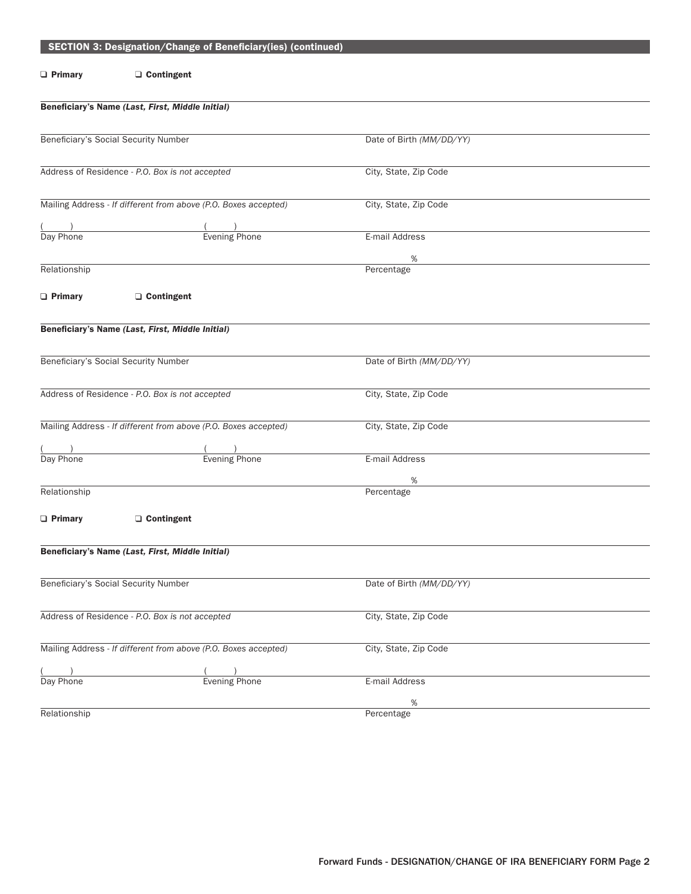## SECTION 3: Designation/Change of Beneficiary(ies) (continued)

❑ **Primary** ❑ **Contingent**

**Beneficiary's Name *(Last, First, Middle Initial)***

Beneficiary's Social Security Number | Date of Birth *(MM/DD/YY)*

Address of Residence - *P.O. Box is not accepted* | City, State, Zip Code

Mailing Address - *If different from above (P.O. Boxes accepted)* | City, State, Zip Code

( ) Day Phone | ( ) Evening Phone | E-mail Address

Relationship | % Percentage

❑ **Primary** ❑ **Contingent**

**Beneficiary's Name *(Last, First, Middle Initial)***

Beneficiary's Social Security Number | Date of Birth *(MM/DD/YY)*

Address of Residence - *P.O. Box is not accepted* | City, State, Zip Code

Mailing Address - *If different from above (P.O. Boxes accepted)* | City, State, Zip Code

( ) Day Phone | ( ) Evening Phone | E-mail Address

Relationship | % Percentage

❑ **Primary** ❑ **Contingent**

**Beneficiary's Name *(Last, First, Middle Initial)***

Beneficiary's Social Security Number | Date of Birth *(MM/DD/YY)*

Address of Residence - *P.O. Box is not accepted* | City, State, Zip Code

Mailing Address - *If different from above (P.O. Boxes accepted)* | City, State, Zip Code

( ) Day Phone | ( ) Evening Phone | E-mail Address

Relationship | % Percentage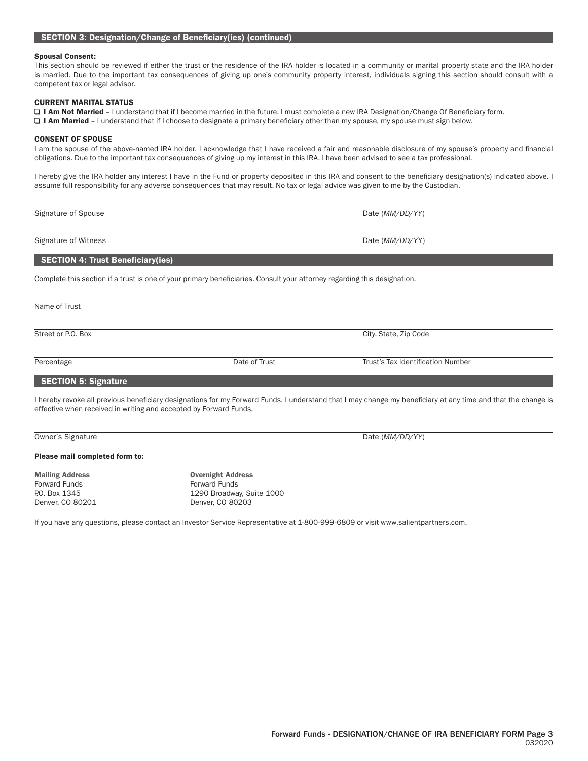## SECTION 3: Designation/Change of Beneficiary(ies) (continued)

**Spousal Consent:**

This section should be reviewed if either the trust or the residence of the IRA holder is located in a community or marital property state and the IRA holder is married. Due to the important tax consequences of giving up one's community property interest, individuals signing this section should consult with a competent tax or legal advisor.

**CURRENT MARITAL STATUS**

❑ **I Am Not Married** – I understand that if I become married in the future, I must complete a new IRA Designation/Change Of Beneficiary form.

❑ **I Am Married** – I understand that if I choose to designate a primary beneficiary other than my spouse, my spouse must sign below.

**CONSENT OF SPOUSE**

I am the spouse of the above-named IRA holder. I acknowledge that I have received a fair and reasonable disclosure of my spouse's property and financial obligations. Due to the important tax consequences of giving up my interest in this IRA, I have been advised to see a tax professional.

I hereby give the IRA holder any interest I have in the Fund or property deposited in this IRA and consent to the beneficiary designation(s) indicated above. I assume full responsibility for any adverse consequences that may result. No tax or legal advice was given to me by the Custodian.

Signature of Spouse ____________________ Date (*MM/DD/YY*) ____________

Signature of Witness ____________________ Date (*MM/DD/YY*) ____________

## SECTION 4: Trust Beneficiary(ies)

Complete this section if a trust is one of your primary beneficiaries. Consult your attorney regarding this designation.

Name of Trust ____________________

Street or P.O. Box ____________________ City, State, Zip Code ____________________

Percentage ____________ Date of Trust ____________ Trust's Tax Identification Number ____________

## SECTION 5: Signature

I hereby revoke all previous beneficiary designations for my Forward Funds. I understand that I may change my beneficiary at any time and that the change is effective when received in writing and accepted by Forward Funds.

Owner's Signature ____________________ Date (*MM/DD/YY*) ____________

**Please mail completed form to:**

**Mailing Address**
Forward Funds
P.O. Box 1345
Denver, CO 80201

**Overnight Address**
Forward Funds
1290 Broadway, Suite 1000
Denver, CO 80203

If you have any questions, please contact an Investor Service Representative at 1-800-999-6809 or visit www.salientpartners.com.